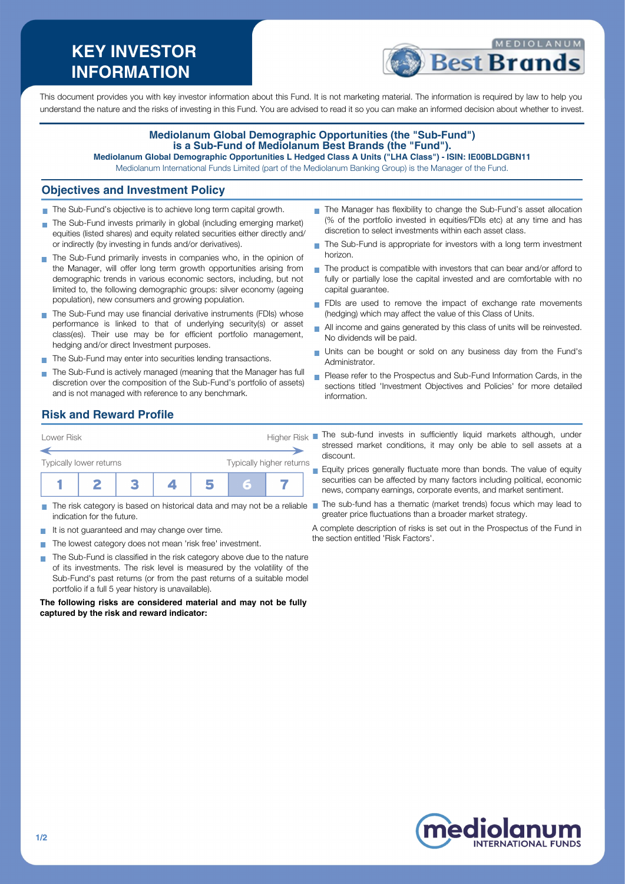# KEY INVESTOR INFORMATION

This document provides you with key investor information about this Fund. It is not marketing material. The information is required by law to help you understand the nature and the risks of investing in this Fund. You are advised to read it so you can make an informed decision about whether to invest.

**Mediolanum Global Demographic Opportunities (the "Sub-Fund") is a Sub-Fund of Mediolanum Best Brands (the "Fund").**

**Mediolanum Global Demographic Opportunities L Hedged Class A Units ("LHA Class") - ISIN: IE00BLDGBN11**

Mediolanum International Funds Limited (part of the Mediolanum Banking Group) is the Manager of the Fund.

## Objectives and Investment Policy

- The Sub-Fund's objective is to achieve long term capital growth.
- The Sub-Fund invests primarily in global (including emerging market) equities (listed shares) and equity related securities either directly and/ or indirectly (by investing in funds and/or derivatives).
- The Sub-Fund primarily invests in companies who, in the opinion of the Manager, will offer long term growth opportunities arising from demographic trends in various economic sectors, including, but not limited to, the following demographic groups: silver economy (ageing population), new consumers and growing population.
- The Sub-Fund may use financial derivative instruments (FDIs) whose performance is linked to that of underlying security(s) or asset class(es). Their use may be for efficient portfolio management, hedging and/or direct Investment purposes.
- The Sub-Fund may enter into securities lending transactions.
- The Sub-Fund is actively managed (meaning that the Manager has full discretion over the composition of the Sub-Fund's portfolio of assets) and is not managed with reference to any benchmark.
- The Manager has flexibility to change the Sub-Fund's asset allocation (% of the portfolio invested in equities/FDIs etc) at any time and has discretion to select investments within each asset class.
- The Sub-Fund is appropriate for investors with a long term investment horizon.
- The product is compatible with investors that can bear and/or afford to fully or partially lose the capital invested and are comfortable with no capital guarantee.
- FDIs are used to remove the impact of exchange rate movements (hedging) which may affect the value of this Class of Units.
- All income and gains generated by this class of units will be reinvested. No dividends will be paid.
- Units can be bought or sold on any business day from the Fund's Administrator.
- Please refer to the Prospectus and Sub-Fund Information Cards, in the sections titled 'Investment Objectives and Policies' for more detailed information.

## Risk and Reward Profile

Lower Risk — Higher Risk

Typically lower returns — Typically higher returns

| 1 | 2 | 3 | 4 | 5 | **6** | 7 |
|---|---|---|---|---|---|---|

- The risk category is based on historical data and may not be a reliable indication for the future.
- It is not guaranteed and may change over time.
- The lowest category does not mean 'risk free' investment.
- The Sub-Fund is classified in the risk category above due to the nature of its investments. The risk level is measured by the volatility of the Sub-Fund's past returns (or from the past returns of a suitable model portfolio if a full 5 year history is unavailable).

**The following risks are considered material and may not be fully captured by the risk and reward indicator:**

- The sub-fund invests in sufficiently liquid markets although, under stressed market conditions, it may only be able to sell assets at a discount.
- Equity prices generally fluctuate more than bonds. The value of equity securities can be affected by many factors including political, economic news, company earnings, corporate events, and market sentiment.
- The sub-fund has a thematic (market trends) focus which may lead to greater price fluctuations than a broader market strategy.

A complete description of risks is set out in the Prospectus of the Fund in the section entitled 'Risk Factors'.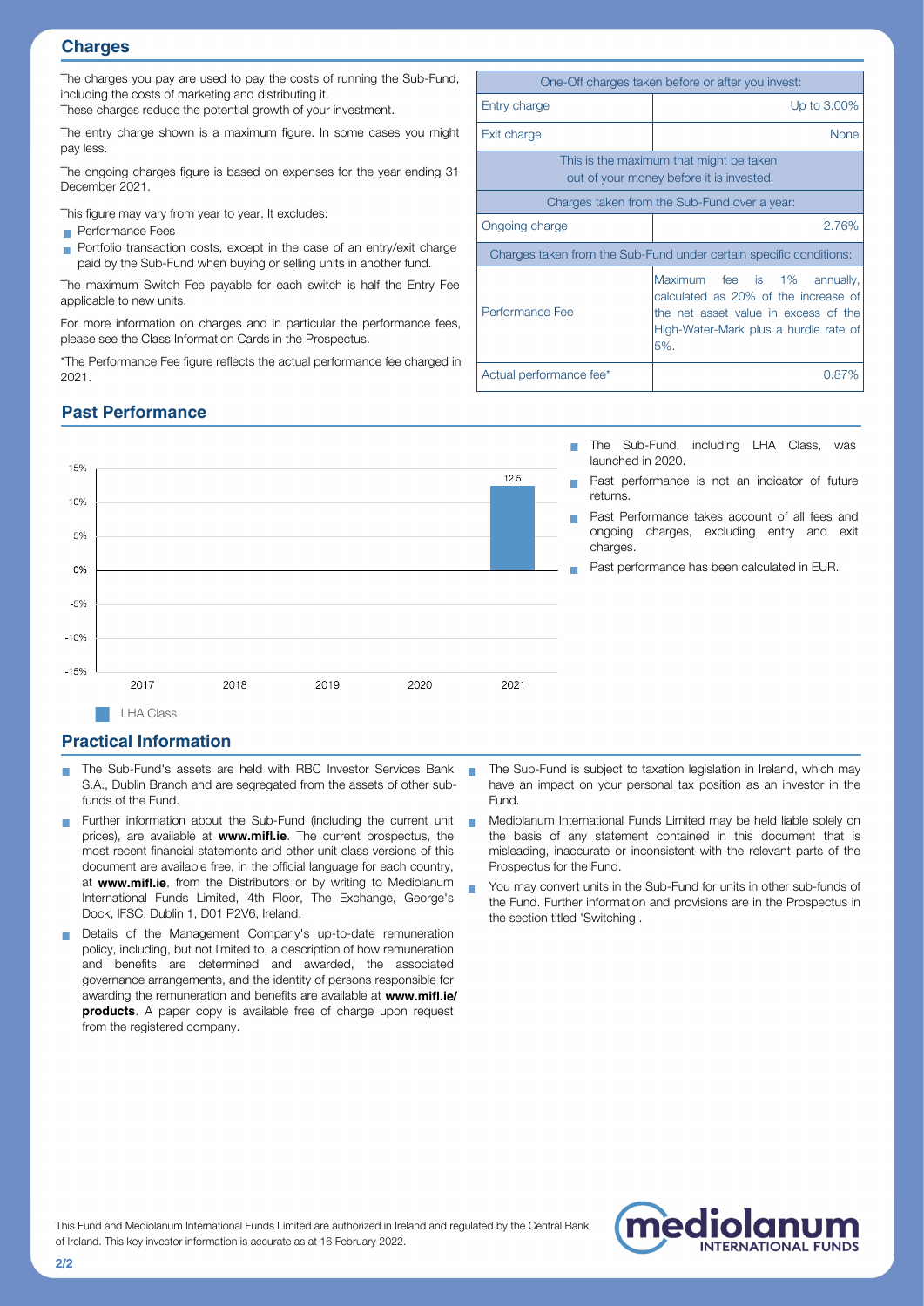## Charges

The charges you pay are used to pay the costs of running the Sub-Fund, including the costs of marketing and distributing it.
These charges reduce the potential growth of your investment.

The entry charge shown is a maximum figure. In some cases you might pay less.

The ongoing charges figure is based on expenses for the year ending 31 December 2021.

This figure may vary from year to year. It excludes:

- Performance Fees
- Portfolio transaction costs, except in the case of an entry/exit charge paid by the Sub-Fund when buying or selling units in another fund.

The maximum Switch Fee payable for each switch is half the Entry Fee applicable to new units.

For more information on charges and in particular the performance fees, please see the Class Information Cards in the Prospectus.

*The Performance Fee figure reflects the actual performance fee charged in 2021.

| One-Off charges taken before or after you invest: | |
|---|---|
| Entry charge | Up to 3.00% |
| Exit charge | None |
| This is the maximum that might be taken out of your money before it is invested. | |
| Charges taken from the Sub-Fund over a year: | |
| Ongoing charge | 2.76% |
| Charges taken from the Sub-Fund under certain specific conditions: | |
| Performance Fee | Maximum fee is 1% annually, calculated as 20% of the increase of the net asset value in excess of the High-Water-Mark plus a hurdle rate of 5%. |
| Actual performance fee* | 0.87% |

## Past Performance

15%
10%
5%
0%
-5%
-10%
-15%
2017
2018
2019
2020
2021
12.5
LHA Class

- The Sub-Fund, including LHA Class, was launched in 2020.
- Past performance is not an indicator of future returns.
- Past Performance takes account of all fees and ongoing charges, excluding entry and exit charges.
- Past performance has been calculated in EUR.

## Practical Information

- The Sub-Fund's assets are held with RBC Investor Services Bank S.A., Dublin Branch and are segregated from the assets of other sub-funds of the Fund.
- Further information about the Sub-Fund (including the current unit prices), are available at **www.mifl.ie**. The current prospectus, the most recent financial statements and other unit class versions of this document are available free, in the official language for each country, at **www.mifl.ie**, from the Distributors or by writing to Mediolanum International Funds Limited, 4th Floor, The Exchange, George's Dock, IFSC, Dublin 1, D01 P2V6, Ireland.
- Details of the Management Company's up-to-date remuneration policy, including, but not limited to, a description of how remuneration and benefits are determined and awarded, the associated governance arrangements, and the identity of persons responsible for awarding the remuneration and benefits are available at **www.mifl.ie/products**. A paper copy is available free of charge upon request from the registered company.
- The Sub-Fund is subject to taxation legislation in Ireland, which may have an impact on your personal tax position as an investor in the Fund.
- Mediolanum International Funds Limited may be held liable solely on the basis of any statement contained in this document that is misleading, inaccurate or inconsistent with the relevant parts of the Prospectus for the Fund.
- You may convert units in the Sub-Fund for units in other sub-funds of the Fund. Further information and provisions are in the Prospectus in the section titled 'Switching'.

This Fund and Mediolanum International Funds Limited are authorized in Ireland and regulated by the Central Bank of Ireland. This key investor information is accurate as at 16 February 2022.